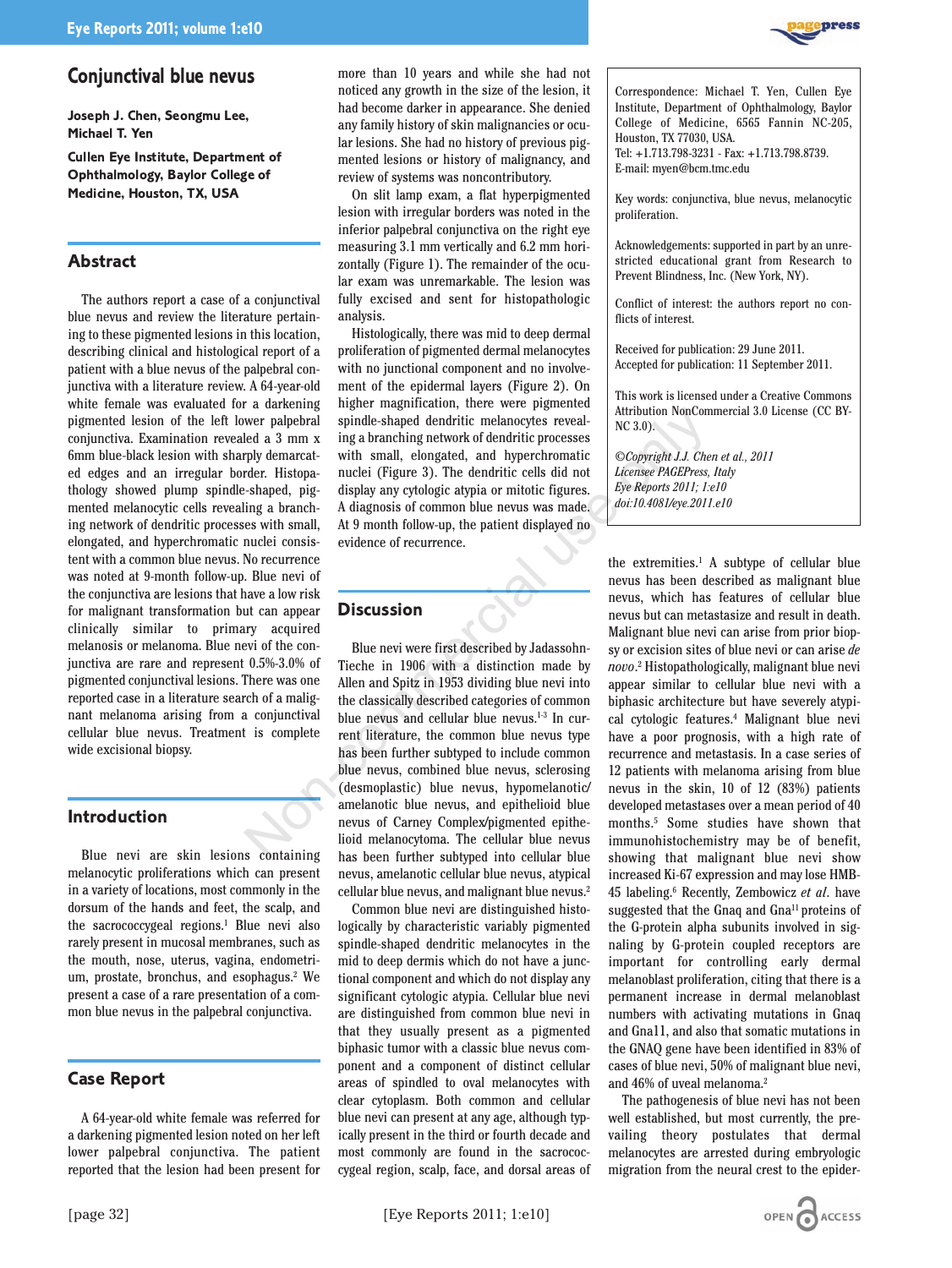# Conjunctival blue nevus

**Joseph J. Chen, Seongmu Lee, Michael T. Yen**

**Cullen Eye Institute, Department of Ophthalmology, Baylor College of Medicine, Houston, TX, USA**

## Abstract

The authors report a case of a conjunctival blue nevus and review the literature pertaining to these pigmented lesions in this location, describing clinical and histological report of a patient with a blue nevus of the palpebral conjunctiva with a literature review. A 64-year-old white female was evaluated for a darkening pigmented lesion of the left lower palpebral conjunctiva. Examination revealed a 3 mm x 6mm blue-black lesion with sharply demarcated edges and an irregular border. Histopathology showed plump spindle-shaped, pigmented melanocytic cells revealing a branching network of dendritic processes with small, elongated, and hyperchromatic nuclei consistent with a common blue nevus. No recurrence was noted at 9-month follow-up. Blue nevi of the conjunctiva are lesions that have a low risk for malignant transformation but can appear clinically similar to primary acquired melanosis or melanoma. Blue nevi of the conjunctiva are rare and represent 0.5%-3.0% of pigmented conjunctival lesions. There was one reported case in a literature search of a malignant melanoma arising from a conjunctival cellular blue nevus. Treatment is complete wide excisional biopsy.

## Introduction

Blue nevi are skin lesions containing melanocytic proliferations which can present in a variety of locations, most commonly in the dorsum of the hands and feet, the scalp, and the sacrococcygeal regions.[1] Blue nevi also rarely present in mucosal membranes, such as the mouth, nose, uterus, vagina, endometrium, prostate, bronchus, and esophagus.[2] We present a case of a rare presentation of a common blue nevus in the palpebral conjunctiva.

## Case Report

A 64-year-old white female was referred for a darkening pigmented lesion noted on her left lower palpebral conjunctiva. The patient reported that the lesion had been present for more than 10 years and while she had not noticed any growth in the size of the lesion, it had become darker in appearance. She denied any family history of skin malignancies or ocular lesions. She had no history of previous pigmented lesions or history of malignancy, and review of systems was noncontributory.

On slit lamp exam, a flat hyperpigmented lesion with irregular borders was noted in the inferior palpebral conjunctiva on the right eye measuring 3.1 mm vertically and 6.2 mm horizontally (Figure 1). The remainder of the ocular exam was unremarkable. The lesion was fully excised and sent for histopathologic analysis.

Histologically, there was mid to deep dermal proliferation of pigmented dermal melanocytes with no junctional component and no involvement of the epidermal layers (Figure 2). On higher magnification, there were pigmented spindle-shaped dendritic melanocytes revealing a branching network of dendritic processes with small, elongated, and hyperchromatic nuclei (Figure 3). The dendritic cells did not display any cytologic atypia or mitotic figures. A diagnosis of common blue nevus was made. At 9 month follow-up, the patient displayed no evidence of recurrence.

## Discussion

Blue nevi were first described by Jadassohn-Tieche in 1906 with a distinction made by Allen and Spitz in 1953 dividing blue nevi into the classically described categories of common blue nevus and cellular blue nevus.[1-3] In current literature, the common blue nevus type has been further subtyped to include common blue nevus, combined blue nevus, sclerosing (desmoplastic) blue nevus, hypomelanotic/amelanotic blue nevus, and epithelioid blue nevus of Carney Complex/pigmented epithelioid melanocytoma. The cellular blue nevus has been further subtyped into cellular blue nevus, amelanotic cellular blue nevus, atypical cellular blue nevus, and malignant blue nevus.[2]

Common blue nevi are distinguished histologically by characteristic variably pigmented spindle-shaped dendritic melanocytes in the mid to deep dermis which do not have a junctional component and which do not display any significant cytologic atypia. Cellular blue nevi are distinguished from common blue nevi in that they usually present as a pigmented biphasic tumor with a classic blue nevus component and a component of distinct cellular areas of spindled to oval melanocytes with clear cytoplasm. Both common and cellular blue nevi can present at any age, although typically present in the third or fourth decade and most commonly are found in the sacrococcygeal region, scalp, face, and dorsal areas of the extremities.[1] A subtype of cellular blue nevus has been described as malignant blue nevus, which has features of cellular blue nevus but can metastasize and result in death. Malignant blue nevi can arise from prior biopsy or excision sites of blue nevi or can arise *de novo*.[2] Histopathologically, malignant blue nevi appear similar to cellular blue nevi with a biphasic architecture but have severely atypical cytologic features.[4] Malignant blue nevi have a poor prognosis, with a high rate of recurrence and metastasis. In a case series of 12 patients with melanoma arising from blue nevus in the skin, 10 of 12 (83%) patients developed metastases over a mean period of 40 months.[5] Some studies have shown that immunohistochemistry may be of benefit, showing that malignant blue nevi show increased Ki-67 expression and may lose HMB-45 labeling.[6] Recently, Zembowicz *et al.* have suggested that the Gnaq and Gna[11] proteins of the G-protein alpha subunits involved in signaling by G-protein coupled receptors are important for controlling early dermal melanoblast proliferation, citing that there is a permanent increase in dermal melanoblast numbers with activating mutations in Gnaq and Gna11, and also that somatic mutations in the GNAQ gene have been identified in 83% of cases of blue nevi, 50% of malignant blue nevi, and 46% of uveal melanoma.[2]

The pathogenesis of blue nevi has not been well established, but most currently, the prevailing theory postulates that dermal melanocytes are arrested during embryologic migration from the neural crest to the epider-

---

Correspondence: Michael T. Yen, Cullen Eye Institute, Department of Ophthalmology, Baylor College of Medicine, 6565 Fannin NC-205, Houston, TX 77030, USA.
Tel: +1.713.798-3231 - Fax: +1.713.798.8739.
E-mail: myen@bcm.tmc.edu

Key words: conjunctiva, blue nevus, melanocytic proliferation.

Acknowledgements: supported in part by an unrestricted educational grant from Research to Prevent Blindness, Inc. (New York, NY).

Conflict of interest: the authors report no conflicts of interest.

Received for publication: 29 June 2011.
Accepted for publication: 11 September 2011.

This work is licensed under a Creative Commons Attribution NonCommercial 3.0 License (CC BY-NC 3.0).

*©Copyright J.J. Chen et al., 2011*
*Licensee PAGEPress, Italy*
*Eye Reports 2011; 1:e10*
*doi:10.4081/eye.2011.e10*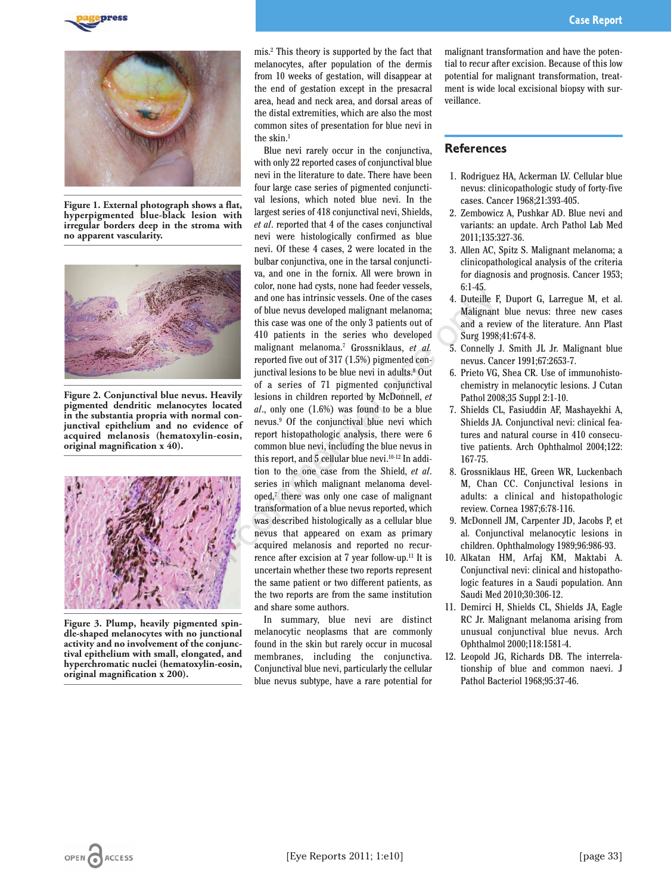Figure 1. External photograph shows a flat, hyperpigmented blue-black lesion with irregular borders deep in the stroma with no apparent vascularity.

Figure 2. Conjunctival blue nevus. Heavily pigmented dendritic melanocytes located in the substantia propria with normal conjunctival epithelium and no evidence of acquired melanosis (hematoxylin-eosin, original magnification x 40).

Figure 3. Plump, heavily pigmented spindle-shaped melanocytes with no junctional activity and no involvement of the conjunctival epithelium with small, elongated, and hyperchromatic nuclei (hematoxylin-eosin, original magnification x 200).

mis.[2] This theory is supported by the fact that melanocytes, after population of the dermis from 10 weeks of gestation, will disappear at the end of gestation except in the presacral area, head and neck area, and dorsal areas of the distal extremities, which are also the most common sites of presentation for blue nevi in the skin.[1]

Blue nevi rarely occur in the conjunctiva, with only 22 reported cases of conjunctival blue nevi in the literature to date. There have been four large case series of pigmented conjunctival lesions, which noted blue nevi. In the largest series of 418 conjunctival nevi, Shields, *et al*. reported that 4 of the cases conjunctival nevi were histologically confirmed as blue nevi. Of these 4 cases, 2 were located in the bulbar conjunctiva, one in the tarsal conjunctiva, and one in the fornix. All were brown in color, none had cysts, none had feeder vessels, and one has intrinsic vessels. One of the cases of blue nevus developed malignant melanoma; this case was one of the only 3 patients out of 410 patients in the series who developed malignant melanoma.[7] Grossniklaus, *et al.* reported five out of 317 (1.5%) pigmented conjunctival lesions to be blue nevi in adults.[8] Out of a series of 71 pigmented conjunctival lesions in children reported by McDonnell, *et al*., only one (1.6%) was found to be a blue nevus.[9] Of the conjunctival blue nevi which report histopathologic analysis, there were 6 common blue nevi, including the blue nevus in this report, and 5 cellular blue nevi.[10-12] In addition to the one case from the Shield, *et al*. series in which malignant melanoma developed,[7] there was only one case of malignant transformation of a blue nevus reported, which was described histologically as a cellular blue nevus that appeared on exam as primary acquired melanosis and reported no recurrence after excision at 7 year follow-up.[11] It is uncertain whether these two reports represent the same patient or two different patients, as the two reports are from the same institution and share some authors.

In summary, blue nevi are distinct melanocytic neoplasms that are commonly found in the skin but rarely occur in mucosal membranes, including the conjunctiva. Conjunctival blue nevi, particularly the cellular blue nevus subtype, have a rare potential for malignant transformation and have the potential to recur after excision. Because of this low potential for malignant transformation, treatment is wide local excisional biopsy with surveillance.

## References

1. Rodriguez HA, Ackerman LV. Cellular blue nevus: clinicopathologic study of forty-five cases. Cancer 1968;21:393-405.
2. Zembowicz A, Pushkar AD. Blue nevi and variants: an update. Arch Pathol Lab Med 2011;135:327-36.
3. Allen AC, Spitz S. Malignant melanoma; a clinicopathological analysis of the criteria for diagnosis and prognosis. Cancer 1953; 6:1-45.
4. Duteille F, Duport G, Larregue M, et al. Malignant blue nevus: three new cases and a review of the literature. Ann Plast Surg 1998;41:674-8.
5. Connelly J. Smith JL Jr. Malignant blue nevus. Cancer 1991;67:2653-7.
6. Prieto VG, Shea CR. Use of immunohistochemistry in melanocytic lesions. J Cutan Pathol 2008;35 Suppl 2:1-10.
7. Shields CL, Fasiuddin AF, Mashayekhi A, Shields JA. Conjunctival nevi: clinical features and natural course in 410 consecutive patients. Arch Ophthalmol 2004;122: 167-75.
8. Grossniklaus HE, Green WR, Luckenbach M, Chan CC. Conjunctival lesions in adults: a clinical and histopathologic review. Cornea 1987;6:78-116.
9. McDonnell JM, Carpenter JD, Jacobs P, et al. Conjunctival melanocytic lesions in children. Ophthalmology 1989;96:986-93.
10. Alkatan HM, Arfaj KM, Maktabi A. Conjunctival nevi: clinical and histopathologic features in a Saudi population. Ann Saudi Med 2010;30:306-12.
11. Demirci H, Shields CL, Shields JA, Eagle RC Jr. Malignant melanoma arising from unusual conjunctival blue nevus. Arch Ophthalmol 2000;118:1581-4.
12. Leopold JG, Richards DB. The interrelationship of blue and common naevi. J Pathol Bacteriol 1968;95:37-46.